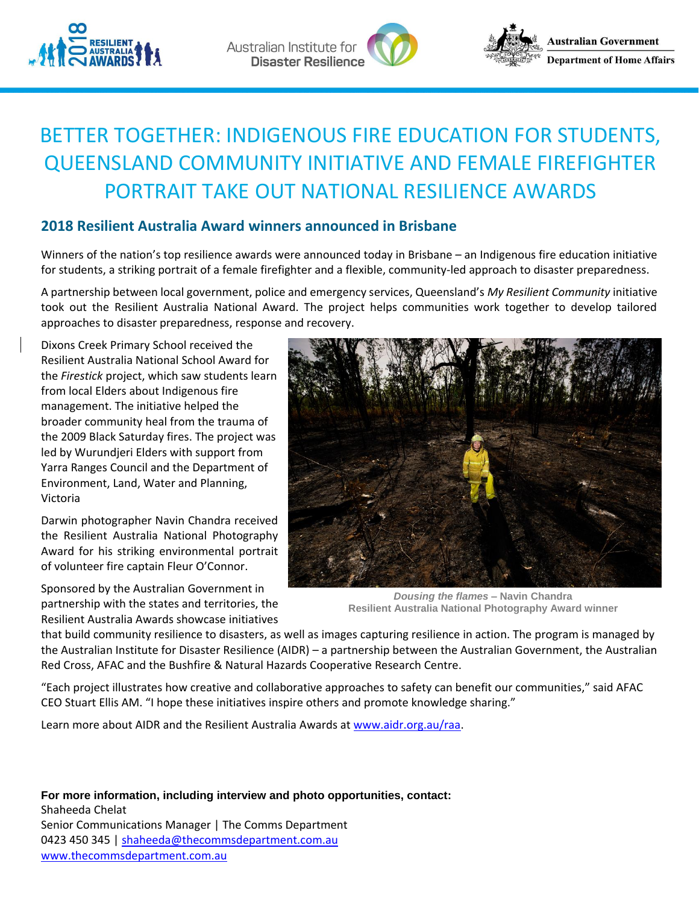# BETTER TOGETHER: INDIGENOUS FIRE EDUCATION FOR STUDENTS, QUEENSLAND COMMUNITY INITIATIVE AND FEMALE FIREFIGHTER PORTRAIT TAKE OUT NATIONAL RESILIENCE AWARDS

## 2018 Resilient Australia Award winners announced in Brisbane

Winners of the nation's top resilience awards were announced today in Brisbane – an Indigenous fire education initiative for students, a striking portrait of a female firefighter and a flexible, community-led approach to disaster preparedness.

A partnership between local government, police and emergency services, Queensland's *My Resilient Community* initiative took out the Resilient Australia National Award. The project helps communities work together to develop tailored approaches to disaster preparedness, response and recovery.

Dixons Creek Primary School received the Resilient Australia National School Award for the *Firestick* project, which saw students learn from local Elders about Indigenous fire management. The initiative helped the broader community heal from the trauma of the 2009 Black Saturday fires. The project was led by Wurundjeri Elders with support from Yarra Ranges Council and the Department of Environment, Land, Water and Planning, Victoria

Darwin photographer Navin Chandra received the Resilient Australia National Photography Award for his striking environmental portrait of volunteer fire captain Fleur O'Connor.

***Dousing the flames*** **– Navin Chandra**
**Resilient Australia National Photography Award winner**

Sponsored by the Australian Government in partnership with the states and territories, the Resilient Australia Awards showcase initiatives that build community resilience to disasters, as well as images capturing resilience in action. The program is managed by the Australian Institute for Disaster Resilience (AIDR) – a partnership between the Australian Government, the Australian Red Cross, AFAC and the Bushfire & Natural Hazards Cooperative Research Centre.

"Each project illustrates how creative and collaborative approaches to safety can benefit our communities," said AFAC CEO Stuart Ellis AM. "I hope these initiatives inspire others and promote knowledge sharing."

Learn more about AIDR and the Resilient Australia Awards at www.aidr.org.au/raa.

**For more information, including interview and photo opportunities, contact:**
Shaheeda Chelat
Senior Communications Manager | The Comms Department
0423 450 345 | shaheeda@thecommsdepartment.com.au
www.thecommsdepartment.com.au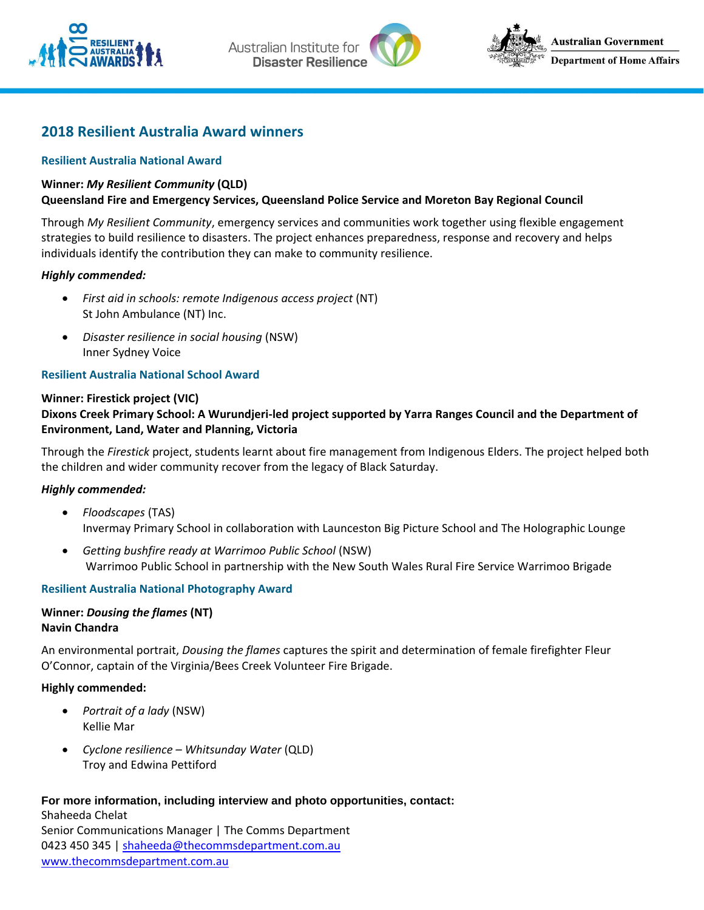## 2018 Resilient Australia Award winners

### Resilient Australia National Award

**Winner: *My Resilient Community* (QLD)**
**Queensland Fire and Emergency Services, Queensland Police Service and Moreton Bay Regional Council**

Through *My Resilient Community*, emergency services and communities work together using flexible engagement strategies to build resilience to disasters. The project enhances preparedness, response and recovery and helps individuals identify the contribution they can make to community resilience.

***Highly commended:***

- *First aid in schools: remote Indigenous access project* (NT)
  St John Ambulance (NT) Inc.
- *Disaster resilience in social housing* (NSW)
  Inner Sydney Voice

### Resilient Australia National School Award

**Winner: Firestick project (VIC)**
**Dixons Creek Primary School: A Wurundjeri-led project supported by Yarra Ranges Council and the Department of Environment, Land, Water and Planning, Victoria**

Through the *Firestick* project, students learnt about fire management from Indigenous Elders. The project helped both the children and wider community recover from the legacy of Black Saturday.

***Highly commended:***

- *Floodscapes* (TAS)
  Invermay Primary School in collaboration with Launceston Big Picture School and The Holographic Lounge
- *Getting bushfire ready at Warrimoo Public School* (NSW)
  Warrimoo Public School in partnership with the New South Wales Rural Fire Service Warrimoo Brigade

### Resilient Australia National Photography Award

**Winner: *Dousing the flames* (NT)**
**Navin Chandra**

An environmental portrait, *Dousing the flames* captures the spirit and determination of female firefighter Fleur O'Connor, captain of the Virginia/Bees Creek Volunteer Fire Brigade.

**Highly commended:**

- *Portrait of a lady* (NSW)
  Kellie Mar
- *Cyclone resilience – Whitsunday Water* (QLD)
  Troy and Edwina Pettiford

**For more information, including interview and photo opportunities, contact:**
Shaheeda Chelat
Senior Communications Manager | The Comms Department
0423 450 345 | shaheeda@thecommsdepartment.com.au
www.thecommsdepartment.com.au